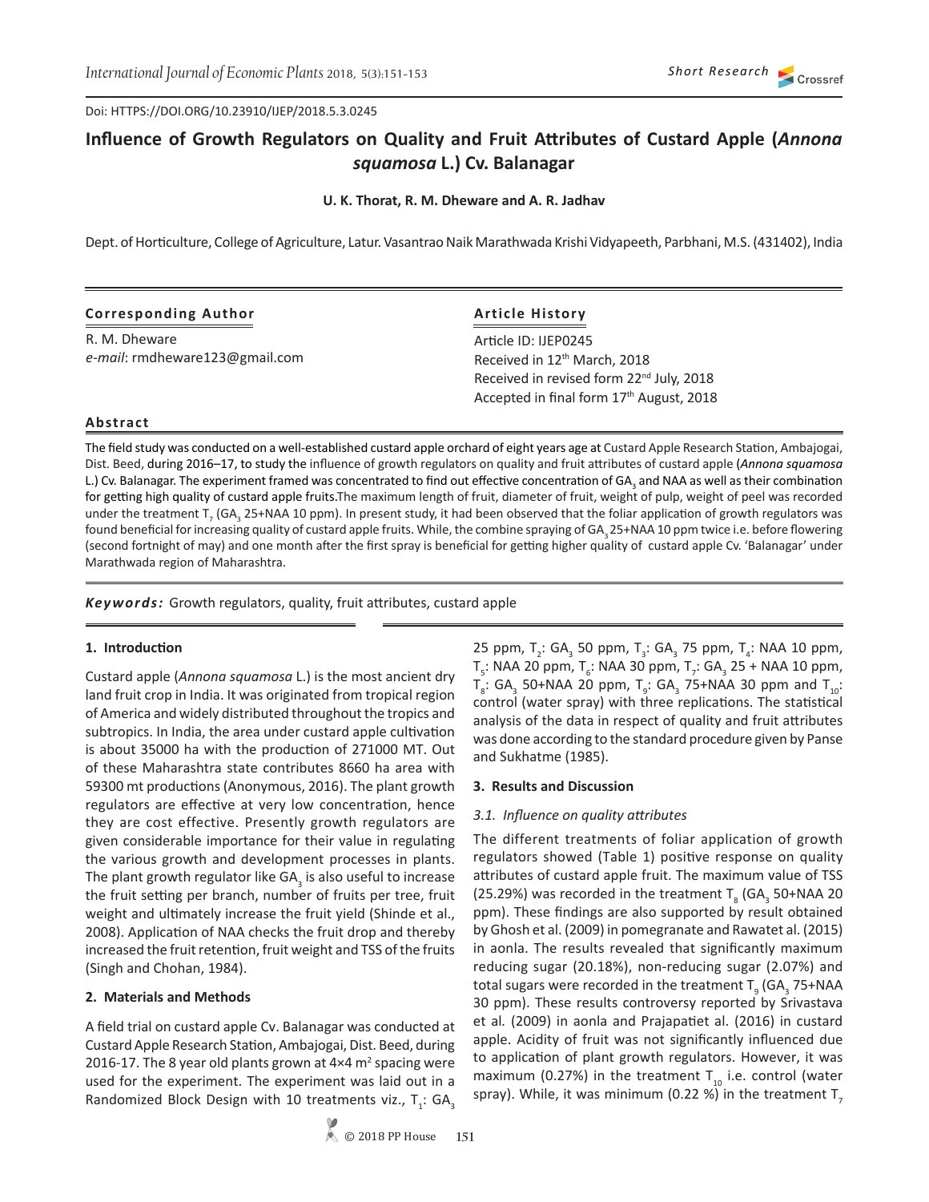Doi: HTTPS://DOI.ORG/10.23910/IJEP/2018.5.3.0245

# Influence of Growth Regulators on Quality and Fruit Attributes of Custard Apple (*Annona squamosa* L.) Cv. Balanagar

**U. K. Thorat, R. M. Dheware and A. R. Jadhav**

Dept. of Horticulture, College of Agriculture, Latur. Vasantrao Naik Marathwada Krishi Vidyapeeth, Parbhani, M.S. (431402), India

**Corresponding Author**

R. M. Dheware
*e-mail*: rmdheware123@gmail.com

**Article History**

Article ID: IJEP0245
Received in 12th March, 2018
Received in revised form 22nd July, 2018
Accepted in final form 17th August, 2018

## Abstract

The field study was conducted on a well-established custard apple orchard of eight years age at Custard Apple Research Station, Ambajogai, Dist. Beed, during 2016–17, to study the influence of growth regulators on quality and fruit attributes of custard apple (*Annona squamosa* L.) Cv. Balanagar. The experiment framed was concentrated to find out effective concentration of $GA_3$ and NAA as well as their combination for getting high quality of custard apple fruits.The maximum length of fruit, diameter of fruit, weight of pulp, weight of peel was recorded under the treatment $T_7$ ($GA_3$ 25+NAA 10 ppm). In present study, it had been observed that the foliar application of growth regulators was found beneficial for increasing quality of custard apple fruits. While, the combine spraying of $GA_3$ 25+NAA 10 ppm twice i.e. before flowering (second fortnight of may) and one month after the first spray is beneficial for getting higher quality of custard apple Cv. 'Balanagar' under Marathwada region of Maharashtra.

***Keywords:*** Growth regulators, quality, fruit attributes, custard apple

## 1. Introduction

Custard apple (*Annona squamosa* L.) is the most ancient dry land fruit crop in India. It was originated from tropical region of America and widely distributed throughout the tropics and subtropics. In India, the area under custard apple cultivation is about 35000 ha with the production of 271000 MT. Out of these Maharashtra state contributes 8660 ha area with 59300 mt productions (Anonymous, 2016). The plant growth regulators are effective at very low concentration, hence they are cost effective. Presently growth regulators are given considerable importance for their value in regulating the various growth and development processes in plants. The plant growth regulator like $GA_3$ is also useful to increase the fruit setting per branch, number of fruits per tree, fruit weight and ultimately increase the fruit yield (Shinde et al., 2008). Application of NAA checks the fruit drop and thereby increased the fruit retention, fruit weight and TSS of the fruits (Singh and Chohan, 1984).

## 2. Materials and Methods

A field trial on custard apple Cv. Balanagar was conducted at Custard Apple Research Station, Ambajogai, Dist. Beed, during 2016-17. The 8 year old plants grown at 4×4 $m^2$ spacing were used for the experiment. The experiment was laid out in a Randomized Block Design with 10 treatments viz., $T_1$: $GA_3$ 25 ppm, $T_2$: $GA_3$ 50 ppm, $T_3$: $GA_3$ 75 ppm, $T_4$: NAA 10 ppm, $T_5$: NAA 20 ppm, $T_6$: NAA 30 ppm, $T_7$: $GA_3$ 25 + NAA 10 ppm, $T_8$: $GA_3$ 50+NAA 20 ppm, $T_9$: $GA_3$ 75+NAA 30 ppm and $T_{10}$: control (water spray) with three replications. The statistical analysis of the data in respect of quality and fruit attributes was done according to the standard procedure given by Panse and Sukhatme (1985).

## 3. Results and Discussion

### *3.1. Influence on quality attributes*

The different treatments of foliar application of growth regulators showed (Table 1) positive response on quality attributes of custard apple fruit. The maximum value of TSS (25.29%) was recorded in the treatment $T_8$ ($GA_3$ 50+NAA 20 ppm). These findings are also supported by result obtained by Ghosh et al. (2009) in pomegranate and Rawatet al. (2015) in aonla. The results revealed that significantly maximum reducing sugar (20.18%), non-reducing sugar (2.07%) and total sugars were recorded in the treatment $T_9$ ($GA_3$ 75+NAA 30 ppm). These results controversy reported by Srivastava et al. (2009) in aonla and Prajapatiet al. (2016) in custard apple. Acidity of fruit was not significantly influenced due to application of plant growth regulators. However, it was maximum (0.27%) in the treatment $T_{10}$ i.e. control (water spray). While, it was minimum (0.22 %) in the treatment $T_7$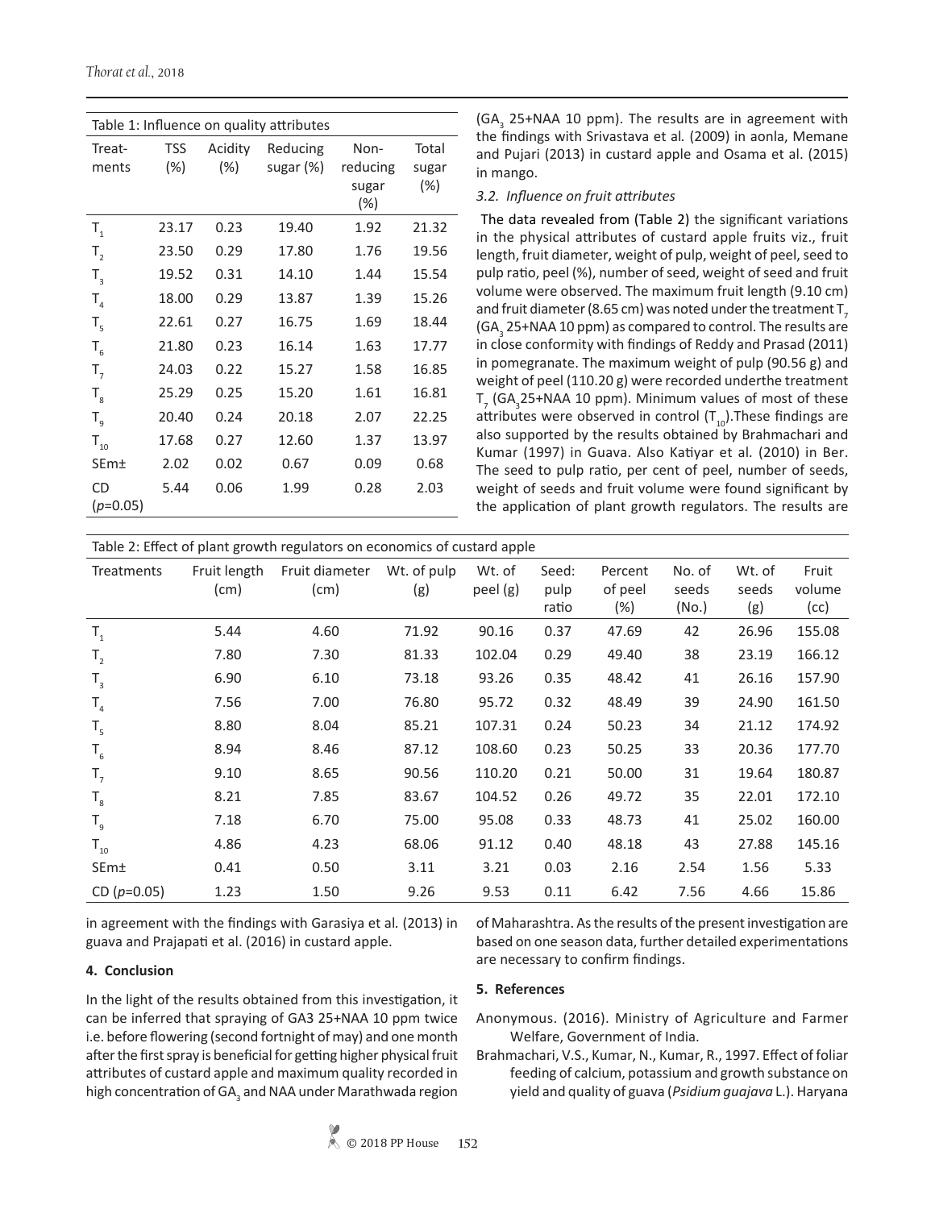Table 1: Influence on quality attributes

| Treatments | TSS (%) | Acidity (%) | Reducing sugar (%) | Non-reducing sugar (%) | Total sugar (%) |
|---|---|---|---|---|---|
| $T_1$ | 23.17 | 0.23 | 19.40 | 1.92 | 21.32 |
| $T_2$ | 23.50 | 0.29 | 17.80 | 1.76 | 19.56 |
| $T_3$ | 19.52 | 0.31 | 14.10 | 1.44 | 15.54 |
| $T_4$ | 18.00 | 0.29 | 13.87 | 1.39 | 15.26 |
| $T_5$ | 22.61 | 0.27 | 16.75 | 1.69 | 18.44 |
| $T_6$ | 21.80 | 0.23 | 16.14 | 1.63 | 17.77 |
| $T_7$ | 24.03 | 0.22 | 15.27 | 1.58 | 16.85 |
| $T_8$ | 25.29 | 0.25 | 15.20 | 1.61 | 16.81 |
| $T_9$ | 20.40 | 0.24 | 20.18 | 2.07 | 22.25 |
| $T_{10}$ | 17.68 | 0.27 | 12.60 | 1.37 | 13.97 |
| SEm± | 2.02 | 0.02 | 0.67 | 0.09 | 0.68 |
| CD ($p$=0.05) | 5.44 | 0.06 | 1.99 | 0.28 | 2.03 |

($GA_3$ 25+NAA 10 ppm). The results are in agreement with the findings with Srivastava et al. (2009) in aonla, Memane and Pujari (2013) in custard apple and Osama et al. (2015) in mango.

### *3.2. Influence on fruit attributes*

The data revealed from (Table 2) the significant variations in the physical attributes of custard apple fruits viz., fruit length, fruit diameter, weight of pulp, weight of peel, seed to pulp ratio, peel (%), number of seed, weight of seed and fruit volume were observed. The maximum fruit length (9.10 cm) and fruit diameter (8.65 cm) was noted under the treatment $T_7$ ($GA_3$ 25+NAA 10 ppm) as compared to control. The results are in close conformity with findings of Reddy and Prasad (2011) in pomegranate. The maximum weight of pulp (90.56 g) and weight of peel (110.20 g) were recorded underthe treatment $T_7$ ($GA_3$25+NAA 10 ppm). Minimum values of most of these attributes were observed in control ($T_{10}$).These findings are also supported by the results obtained by Brahmachari and Kumar (1997) in Guava. Also Katiyar et al. (2010) in Ber. The seed to pulp ratio, per cent of peel, number of seeds, weight of seeds and fruit volume were found significant by the application of plant growth regulators. The results are in agreement with the findings with Garasiya et al. (2013) in guava and Prajapati et al. (2016) in custard apple.

Table 2: Effect of plant growth regulators on economics of custard apple

| Treatments | Fruit length (cm) | Fruit diameter (cm) | Wt. of pulp (g) | Wt. of peel (g) | Seed: pulp ratio | Percent of peel (%) | No. of seeds (No.) | Wt. of seeds (g) | Fruit volume (cc) |
|---|---|---|---|---|---|---|---|---|---|
| $T_1$ | 5.44 | 4.60 | 71.92 | 90.16 | 0.37 | 47.69 | 42 | 26.96 | 155.08 |
| $T_2$ | 7.80 | 7.30 | 81.33 | 102.04 | 0.29 | 49.40 | 38 | 23.19 | 166.12 |
| $T_3$ | 6.90 | 6.10 | 73.18 | 93.26 | 0.35 | 48.42 | 41 | 26.16 | 157.90 |
| $T_4$ | 7.56 | 7.00 | 76.80 | 95.72 | 0.32 | 48.49 | 39 | 24.90 | 161.50 |
| $T_5$ | 8.80 | 8.04 | 85.21 | 107.31 | 0.24 | 50.23 | 34 | 21.12 | 174.92 |
| $T_6$ | 8.94 | 8.46 | 87.12 | 108.60 | 0.23 | 50.25 | 33 | 20.36 | 177.70 |
| $T_7$ | 9.10 | 8.65 | 90.56 | 110.20 | 0.21 | 50.00 | 31 | 19.64 | 180.87 |
| $T_8$ | 8.21 | 7.85 | 83.67 | 104.52 | 0.26 | 49.72 | 35 | 22.01 | 172.10 |
| $T_9$ | 7.18 | 6.70 | 75.00 | 95.08 | 0.33 | 48.73 | 41 | 25.02 | 160.00 |
| $T_{10}$ | 4.86 | 4.23 | 68.06 | 91.12 | 0.40 | 48.18 | 43 | 27.88 | 145.16 |
| SEm± | 0.41 | 0.50 | 3.11 | 3.21 | 0.03 | 2.16 | 2.54 | 1.56 | 5.33 |
| CD ($p$=0.05) | 1.23 | 1.50 | 9.26 | 9.53 | 0.11 | 6.42 | 7.56 | 4.66 | 15.86 |

## 4. Conclusion

In the light of the results obtained from this investigation, it can be inferred that spraying of GA3 25+NAA 10 ppm twice i.e. before flowering (second fortnight of may) and one month after the first spray is beneficial for getting higher physical fruit attributes of custard apple and maximum quality recorded in high concentration of $GA_3$ and NAA under Marathwada region of Maharashtra. As the results of the present investigation are based on one season data, further detailed experimentations are necessary to confirm findings.

## 5. References

Anonymous. (2016). Ministry of Agriculture and Farmer Welfare, Government of India.

Brahmachari, V.S., Kumar, N., Kumar, R., 1997. Effect of foliar feeding of calcium, potassium and growth substance on yield and quality of guava (*Psidium guajava* L.). Haryana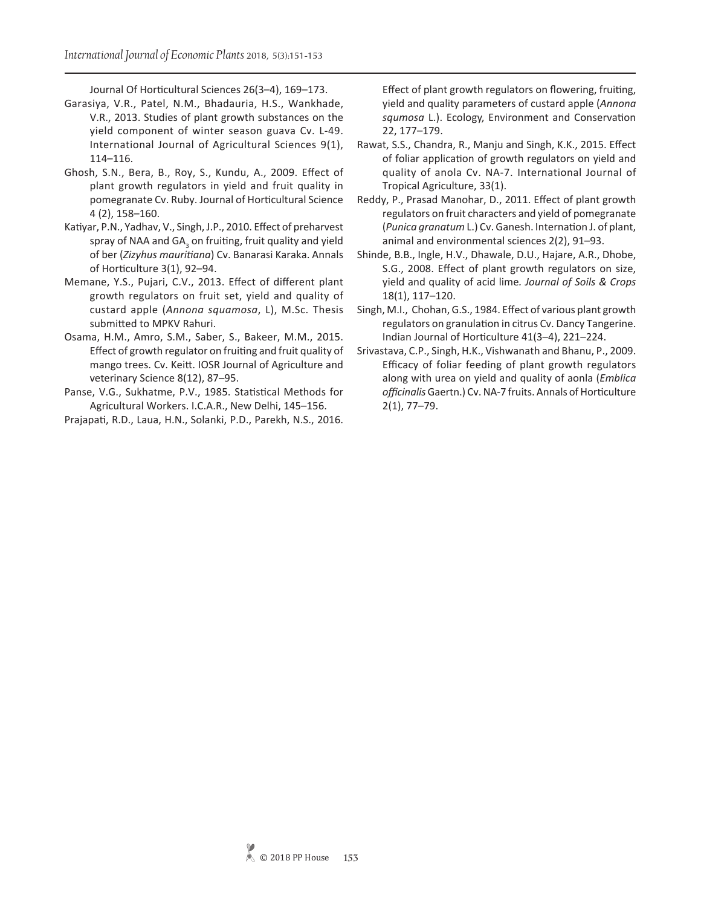Journal Of Horticultural Sciences 26(3–4), 169–173.

Garasiya, V.R., Patel, N.M., Bhadauria, H.S., Wankhade, V.R., 2013. Studies of plant growth substances on the yield component of winter season guava Cv. L-49. International Journal of Agricultural Sciences 9(1), 114–116.

Ghosh, S.N., Bera, B., Roy, S., Kundu, A., 2009. Effect of plant growth regulators in yield and fruit quality in pomegranate Cv. Ruby. Journal of Horticultural Science 4 (2), 158–160.

Katiyar, P.N., Yadhav, V., Singh, J.P., 2010. Effect of preharvest spray of NAA and $GA_3$ on fruiting, fruit quality and yield of ber (*Zizyhus mauritiana*) Cv. Banarasi Karaka. Annals of Horticulture 3(1), 92–94.

Memane, Y.S., Pujari, C.V., 2013. Effect of different plant growth regulators on fruit set, yield and quality of custard apple (*Annona squamosa*, L), M.Sc. Thesis submitted to MPKV Rahuri.

Osama, H.M., Amro, S.M., Saber, S., Bakeer, M.M., 2015. Effect of growth regulator on fruiting and fruit quality of mango trees. Cv. Keitt. IOSR Journal of Agriculture and veterinary Science 8(12), 87–95.

Panse, V.G., Sukhatme, P.V., 1985. Statistical Methods for Agricultural Workers. I.C.A.R., New Delhi, 145–156.

Prajapati, R.D., Laua, H.N., Solanki, P.D., Parekh, N.S., 2016. Effect of plant growth regulators on flowering, fruiting, yield and quality parameters of custard apple (*Annona squmosa* L.). Ecology, Environment and Conservation 22, 177–179.

Rawat, S.S., Chandra, R., Manju and Singh, K.K., 2015. Effect of foliar application of growth regulators on yield and quality of anola Cv. NA-7. International Journal of Tropical Agriculture, 33(1).

Reddy, P., Prasad Manohar, D., 2011. Effect of plant growth regulators on fruit characters and yield of pomegranate (*Punica granatum* L.) Cv. Ganesh. Internation J. of plant, animal and environmental sciences 2(2), 91–93.

Shinde, B.B., Ingle, H.V., Dhawale, D.U., Hajare, A.R., Dhobe, S.G., 2008. Effect of plant growth regulators on size, yield and quality of acid lime. *Journal of Soils & Crops* 18(1), 117–120.

Singh, M.I., Chohan, G.S., 1984. Effect of various plant growth regulators on granulation in citrus Cv. Dancy Tangerine. Indian Journal of Horticulture 41(3–4), 221–224.

Srivastava, C.P., Singh, H.K., Vishwanath and Bhanu, P., 2009. Efficacy of foliar feeding of plant growth regulators along with urea on yield and quality of aonla (*Emblica officinalis* Gaertn.) Cv. NA-7 fruits. Annals of Horticulture 2(1), 77–79.